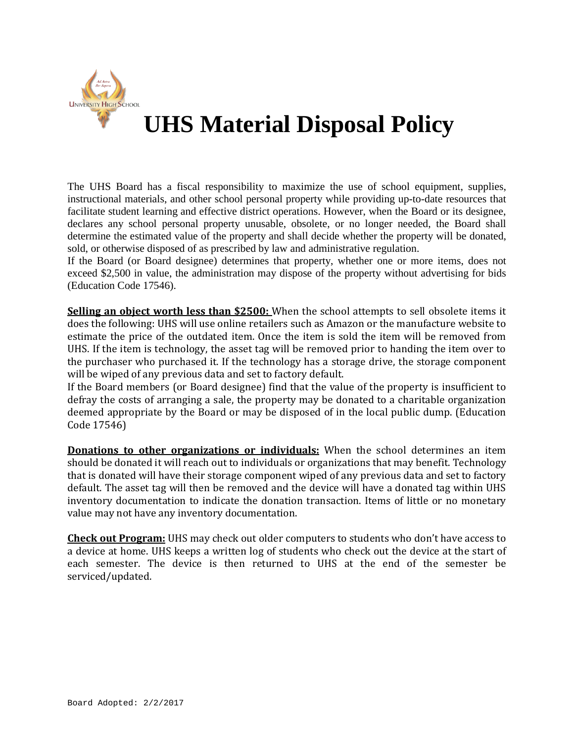# UHS Material Disposal Policy

The UHS Board has a fiscal responsibility to maximize the use of school equipment, supplies, instructional materials, and other school personal property while providing up-to-date resources that facilitate student learning and effective district operations. However, when the Board or its designee, declares any school personal property unusable, obsolete, or no longer needed, the Board shall determine the estimated value of the property and shall decide whether the property will be donated, sold, or otherwise disposed of as prescribed by law and administrative regulation.

If the Board (or Board designee) determines that property, whether one or more items, does not exceed $2,500 in value, the administration may dispose of the property without advertising for bids (Education Code 17546).

**Selling an object worth less than $2500:** When the school attempts to sell obsolete items it does the following: UHS will use online retailers such as Amazon or the manufacture website to estimate the price of the outdated item. Once the item is sold the item will be removed from UHS. If the item is technology, the asset tag will be removed prior to handing the item over to the purchaser who purchased it. If the technology has a storage drive, the storage component will be wiped of any previous data and set to factory default.

If the Board members (or Board designee) find that the value of the property is insufficient to defray the costs of arranging a sale, the property may be donated to a charitable organization deemed appropriate by the Board or may be disposed of in the local public dump. (Education Code 17546)

**Donations to other organizations or individuals:** When the school determines an item should be donated it will reach out to individuals or organizations that may benefit. Technology that is donated will have their storage component wiped of any previous data and set to factory default. The asset tag will then be removed and the device will have a donated tag within UHS inventory documentation to indicate the donation transaction. Items of little or no monetary value may not have any inventory documentation.

**Check out Program:** UHS may check out older computers to students who don't have access to a device at home. UHS keeps a written log of students who check out the device at the start of each semester. The device is then returned to UHS at the end of the semester be serviced/updated.

Board Adopted: 2/2/2017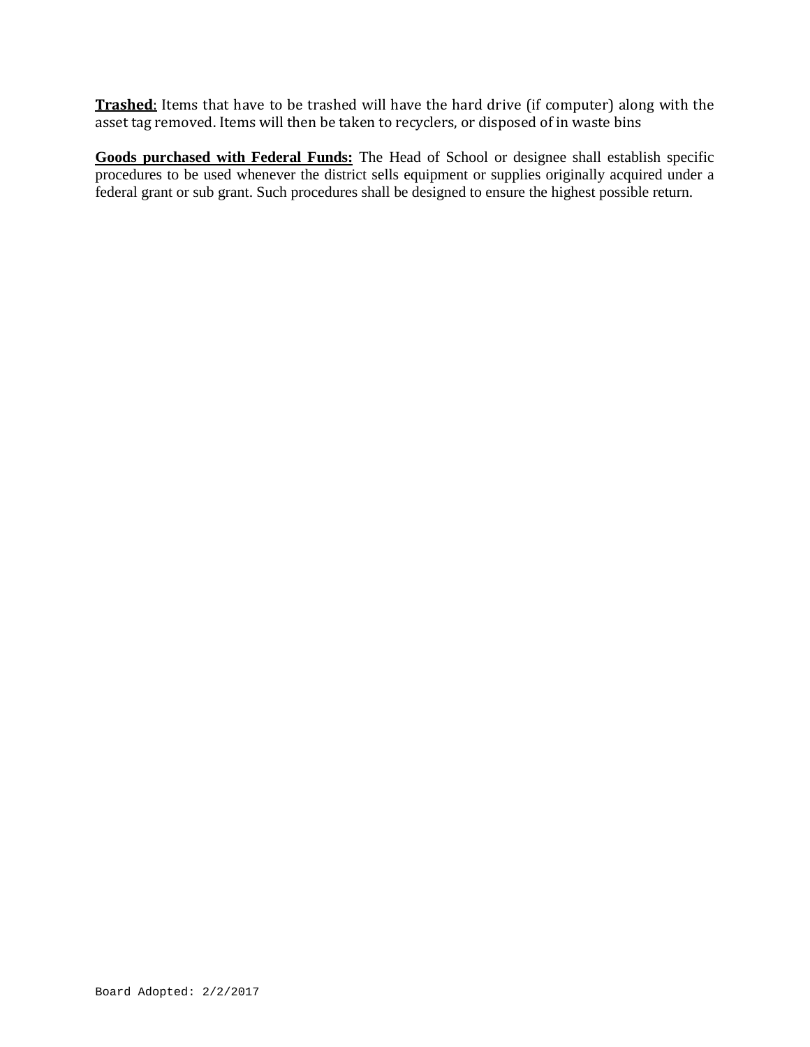**Trashed**: Items that have to be trashed will have the hard drive (if computer) along with the asset tag removed. Items will then be taken to recyclers, or disposed of in waste bins

**Goods purchased with Federal Funds:** The Head of School or designee shall establish specific procedures to be used whenever the district sells equipment or supplies originally acquired under a federal grant or sub grant. Such procedures shall be designed to ensure the highest possible return.

Board Adopted: 2/2/2017